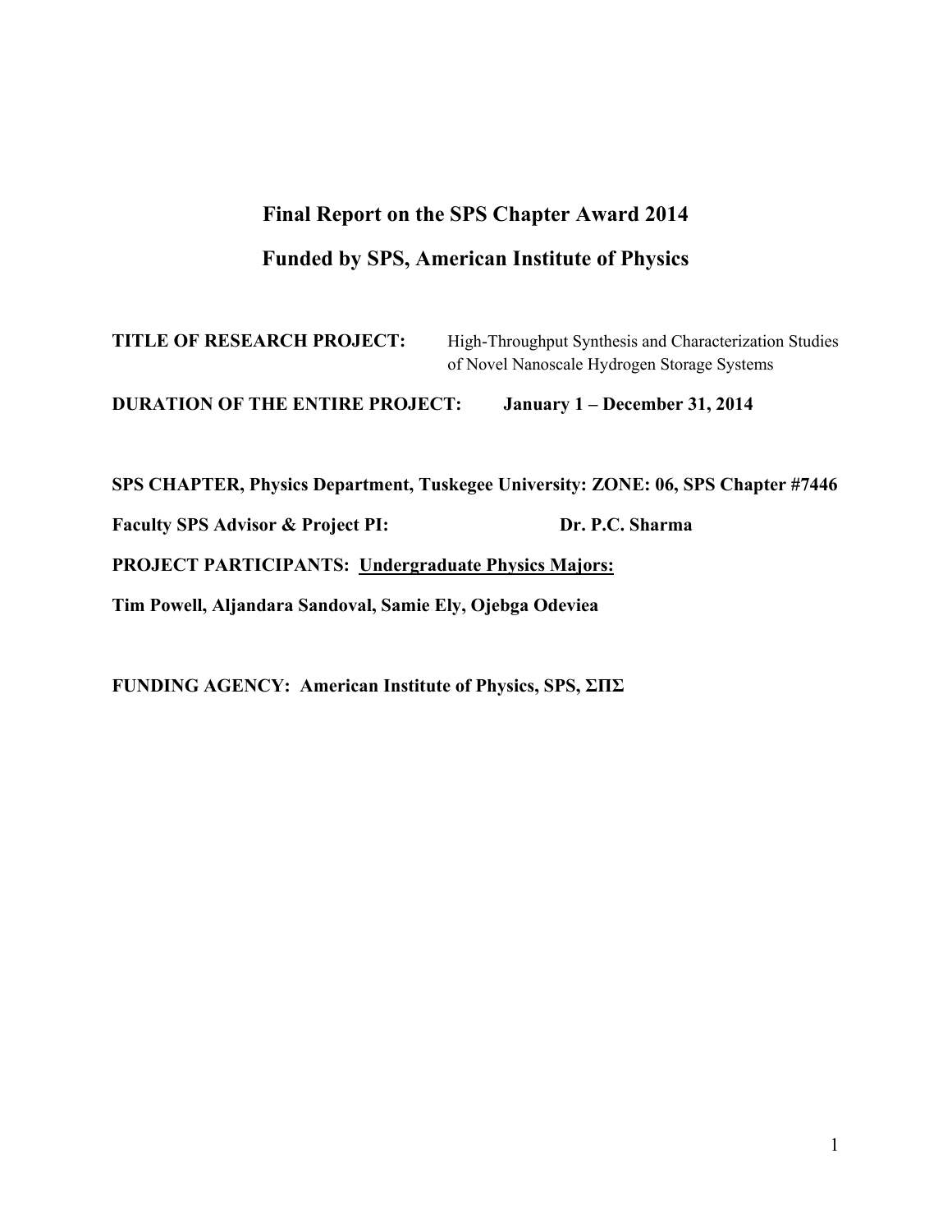# Final Report on the SPS Chapter Award 2014

## Funded by SPS, American Institute of Physics

**TITLE OF RESEARCH PROJECT:** High-Throughput Synthesis and Characterization Studies of Novel Nanoscale Hydrogen Storage Systems

**DURATION OF THE ENTIRE PROJECT:** **January 1 – December 31, 2014**

**SPS CHAPTER, Physics Department, Tuskegee University: ZONE: 06, SPS Chapter #7446**

**Faculty SPS Advisor & Project PI:** **Dr. P.C. Sharma**

**PROJECT PARTICIPANTS:** **Undergraduate Physics Majors:**

**Tim Powell, Aljandara Sandoval, Samie Ely, Ojebga Odeviea**

**FUNDING AGENCY: American Institute of Physics, SPS, ΣΠΣ**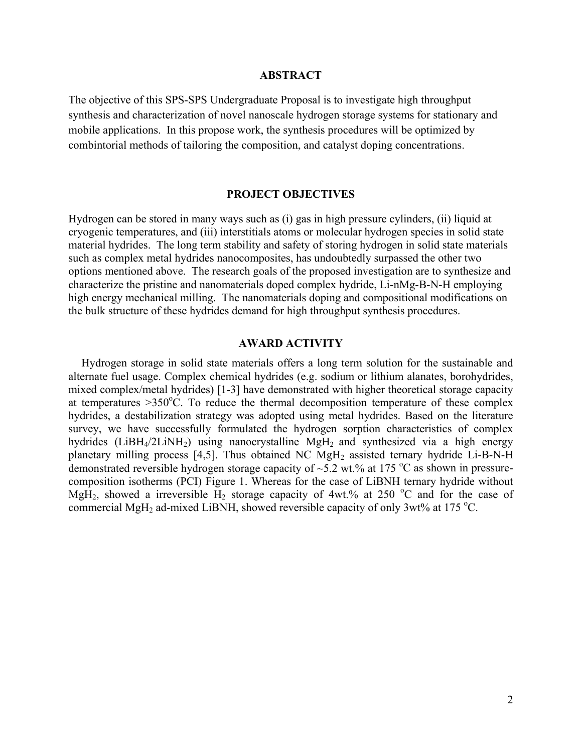## ABSTRACT

The objective of this SPS-SPS Undergraduate Proposal is to investigate high throughput synthesis and characterization of novel nanoscale hydrogen storage systems for stationary and mobile applications. In this propose work, the synthesis procedures will be optimized by combintorial methods of tailoring the composition, and catalyst doping concentrations.

## PROJECT OBJECTIVES

Hydrogen can be stored in many ways such as (i) gas in high pressure cylinders, (ii) liquid at cryogenic temperatures, and (iii) interstitials atoms or molecular hydrogen species in solid state material hydrides. The long term stability and safety of storing hydrogen in solid state materials such as complex metal hydrides nanocomposites, has undoubtedly surpassed the other two options mentioned above. The research goals of the proposed investigation are to synthesize and characterize the pristine and nanomaterials doped complex hydride, Li-nMg-B-N-H employing high energy mechanical milling. The nanomaterials doping and compositional modifications on the bulk structure of these hydrides demand for high throughput synthesis procedures.

## AWARD ACTIVITY

Hydrogen storage in solid state materials offers a long term solution for the sustainable and alternate fuel usage. Complex chemical hydrides (e.g. sodium or lithium alanates, borohydrides, mixed complex/metal hydrides) [1-3] have demonstrated with higher theoretical storage capacity at temperatures >350°C. To reduce the thermal decomposition temperature of these complex hydrides, a destabilization strategy was adopted using metal hydrides. Based on the literature survey, we have successfully formulated the hydrogen sorption characteristics of complex hydrides ($LiBH_4/2LiNH_2$) using nanocrystalline $MgH_2$ and synthesized via a high energy planetary milling process [4,5]. Thus obtained NC $MgH_2$ assisted ternary hydride Li-B-N-H demonstrated reversible hydrogen storage capacity of ~5.2 wt.% at 175 °C as shown in pressure-composition isotherms (PCI) Figure 1. Whereas for the case of LiBNH ternary hydride without $MgH_2$, showed a irreversible $H_2$ storage capacity of 4wt.% at 250 °C and for the case of commercial $MgH_2$ ad-mixed LiBNH, showed reversible capacity of only 3wt% at 175 °C.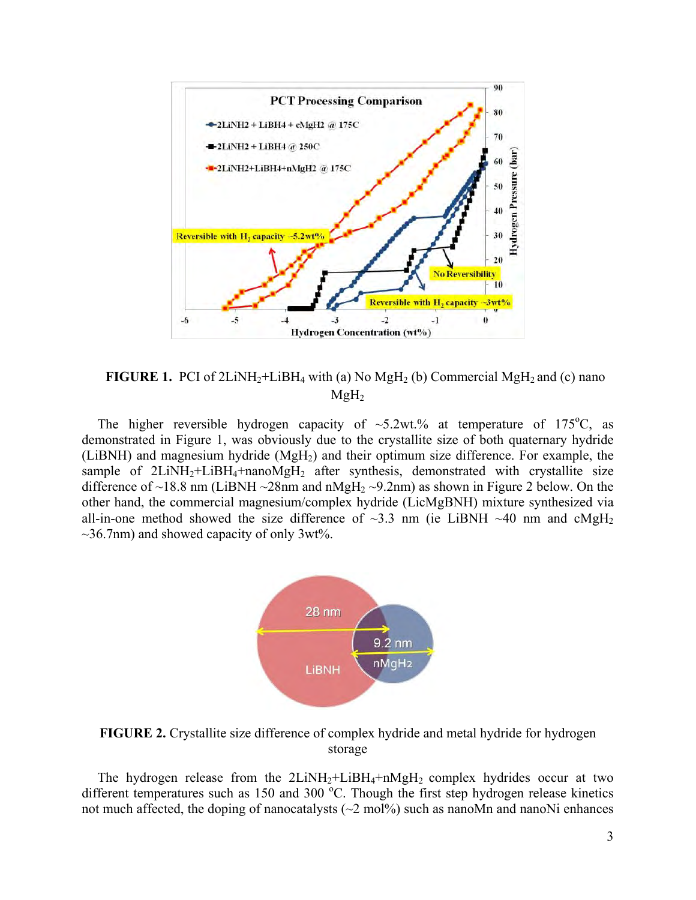PCT Processing Comparison

2LiNH2 + LiBH4 + cMgH2 @ 175C

2LiNH2 + LiBH4 @ 250C

2LiNH2+LiBH4+nMgH2 @ 175C

Reversible with $H_2$ capacity ~5.2wt%

No Reversibility

Reversible with $H_2$ capacity ~3wt%

Hydrogen Pressure (bar)

90 80 70 60 50 40 30 20 10 0

-6 -5 -4 -3 -2 -1 0

Hydrogen Concentration (wt%)

**FIGURE 1.** PCI of $2LiNH_2$+$LiBH_4$ with (a) No $MgH_2$ (b) Commercial $MgH_2$ and (c) nano $MgH_2$

The higher reversible hydrogen capacity of ~5.2wt.% at temperature of 175°C, as demonstrated in Figure 1, was obviously due to the crystallite size of both quaternary hydride (LiBNH) and magnesium hydride ($MgH_2$) and their optimum size difference. For example, the sample of $2LiNH_2$+$LiBH_4$+nano$MgH_2$ after synthesis, demonstrated with crystallite size difference of ~18.8 nm (LiBNH ~28nm and n$MgH_2$ ~9.2nm) as shown in Figure 2 below. On the other hand, the commercial magnesium/complex hydride (LicMgBNH) mixture synthesized via all-in-one method showed the size difference of ~3.3 nm (ie LiBNH ~40 nm and c$MgH_2$ ~36.7nm) and showed capacity of only 3wt%.

28 nm

9.2 nm

LiBNH

nMgH2

**FIGURE 2.** Crystallite size difference of complex hydride and metal hydride for hydrogen storage

The hydrogen release from the $2LiNH_2$+$LiBH_4$+n$MgH_2$ complex hydrides occur at two different temperatures such as 150 and 300 °C. Though the first step hydrogen release kinetics not much affected, the doping of nanocatalysts (~2 mol%) such as nanoMn and nanoNi enhances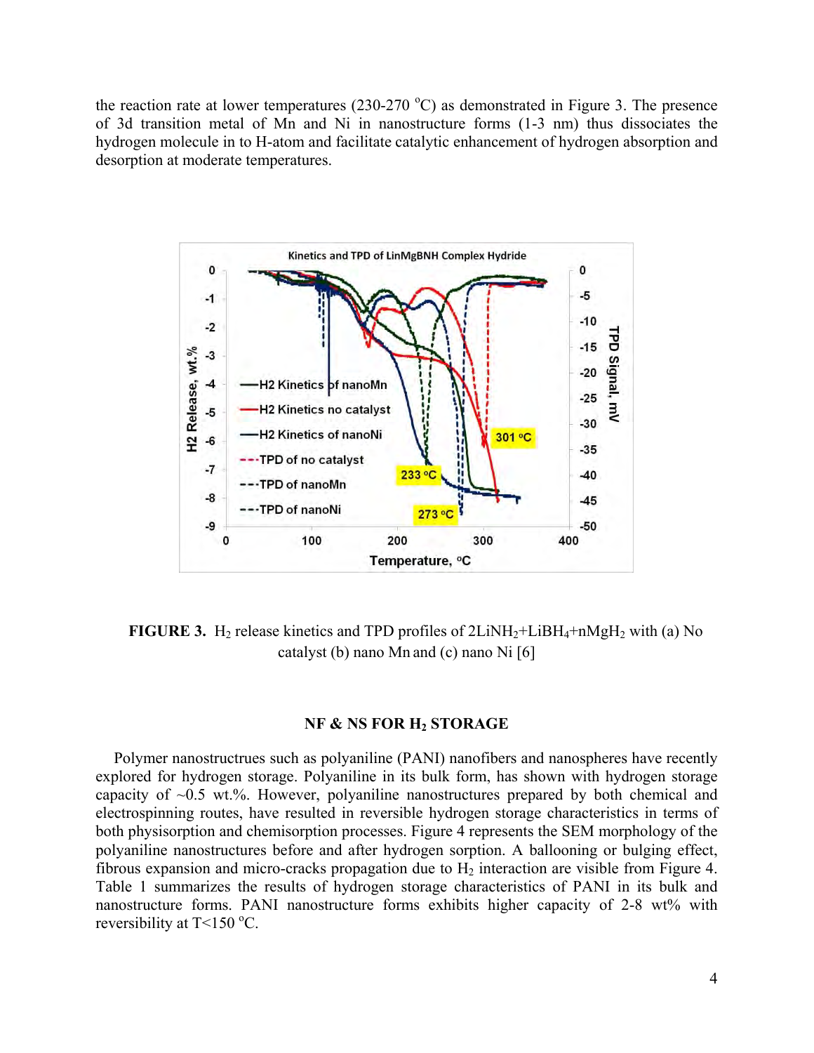the reaction rate at lower temperatures (230-270 °C) as demonstrated in Figure 3. The presence of 3d transition metal of Mn and Ni in nanostructure forms (1-3 nm) thus dissociates the hydrogen molecule in to H-atom and facilitate catalytic enhancement of hydrogen absorption and desorption at moderate temperatures.

Kinetics and TPD of LinMgBNH Complex Hydride

H2 Release, wt.%

0
-1
-2
-3
-4
-5
-6
-7
-8
-9

TPD Signal, mV

0
-5
-10
-15
-20
-25
-30
-35
-40
-45
-50

Temperature, °C

0
100
200
300
400

H2 Kinetics of nanoMn
H2 Kinetics no catalyst
H2 Kinetics of nanoNi
TPD of no catalyst
TPD of nanoMn
TPD of nanoNi

233 °C
273 °C
301 °C

**FIGURE 3.** $H_2$ release kinetics and TPD profiles of $2LiNH_2$+$LiBH_4$+$nMgH_2$ with (a) No catalyst (b) nano Mn and (c) nano Ni [6]

## NF & NS FOR $H_2$ STORAGE

Polymer nanostructrues such as polyaniline (PANI) nanofibers and nanospheres have recently explored for hydrogen storage. Polyaniline in its bulk form, has shown with hydrogen storage capacity of ~0.5 wt.%. However, polyaniline nanostructures prepared by both chemical and electrospinning routes, have resulted in reversible hydrogen storage characteristics in terms of both physisorption and chemisorption processes. Figure 4 represents the SEM morphology of the polyaniline nanostructures before and after hydrogen sorption. A ballooning or bulging effect, fibrous expansion and micro-cracks propagation due to $H_2$ interaction are visible from Figure 4. Table 1 summarizes the results of hydrogen storage characteristics of PANI in its bulk and nanostructure forms. PANI nanostructure forms exhibits higher capacity of 2-8 wt% with reversibility at T<150 °C.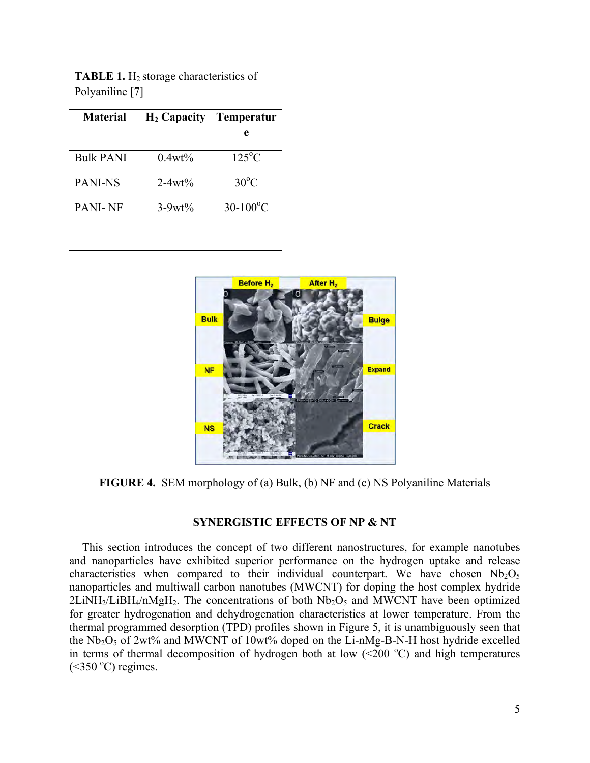**TABLE 1.** $H_2$ storage characteristics of Polyaniline [7]

| Material | $H_2$ Capacity | Temperature |
|---|---|---|
| Bulk PANI | 0.4wt% | 125°C |
| PANI-NS | 2-4wt% | 30°C |
| PANI- NF | 3-9wt% | 30-100°C |

Before $H_2$

After $H_2$

Bulk

Bulge

NF

Expand

NS

Crack

**FIGURE 4.** SEM morphology of (a) Bulk, (b) NF and (c) NS Polyaniline Materials

## SYNERGISTIC EFFECTS OF NP & NT

This section introduces the concept of two different nanostructures, for example nanotubes and nanoparticles have exhibited superior performance on the hydrogen uptake and release characteristics when compared to their individual counterpart. We have chosen $Nb_2O_5$ nanoparticles and multiwall carbon nanotubes (MWCNT) for doping the host complex hydride $2LiNH_2/LiBH_4/nMgH_2$. The concentrations of both $Nb_2O_5$ and MWCNT have been optimized for greater hydrogenation and dehydrogenation characteristics at lower temperature. From the thermal programmed desorption (TPD) profiles shown in Figure 5, it is unambiguously seen that the $Nb_2O_5$ of 2wt% and MWCNT of 10wt% doped on the Li-nMg-B-N-H host hydride excelled in terms of thermal decomposition of hydrogen both at low (<200 °C) and high temperatures (<350 °C) regimes.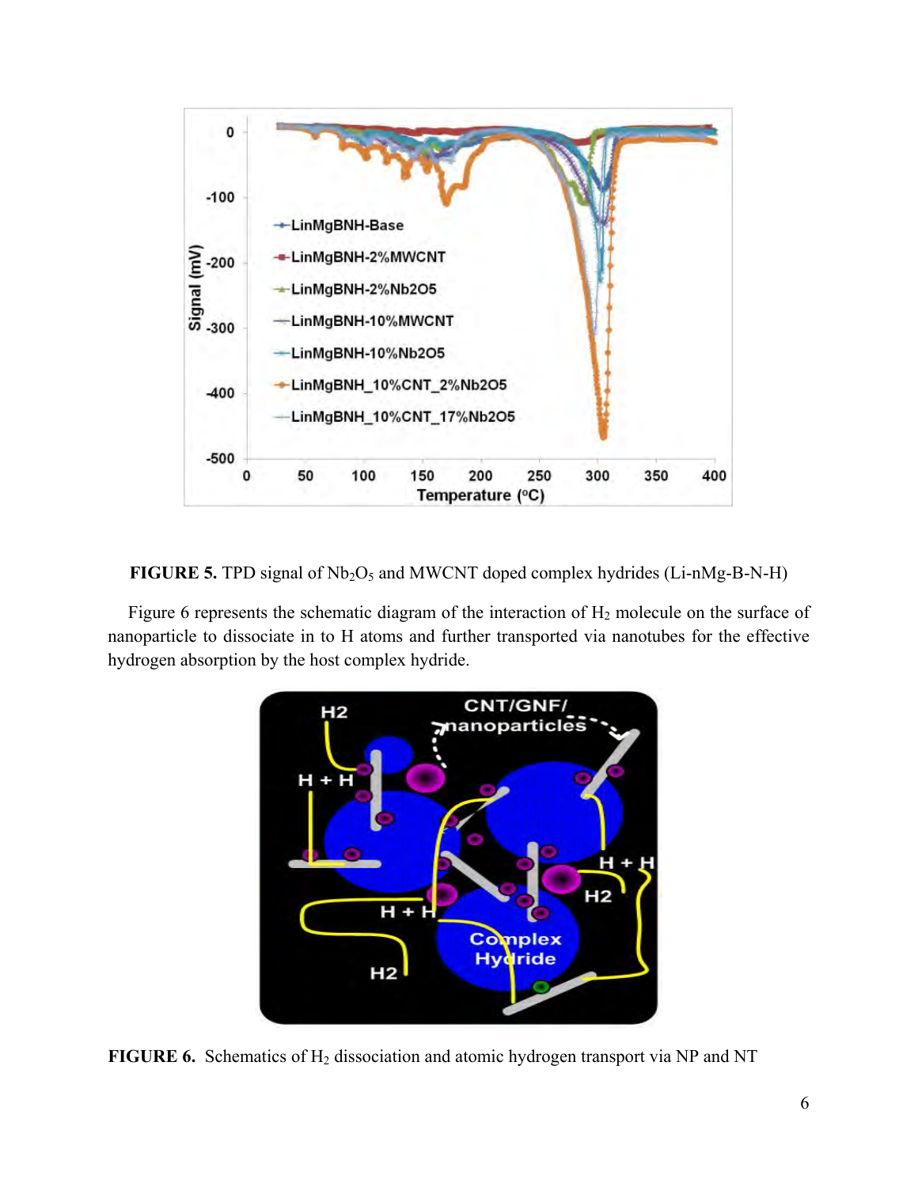0
-100
-200
-300
-400
-500
Signal (mV)
0 50 100 150 200 250 300 350 400
Temperature (°C)
LinMgBNH-Base
LinMgBNH-2%MWCNT
LinMgBNH-2%Nb2O5
LinMgBNH-10%MWCNT
LinMgBNH-10%Nb2O5
LinMgBNH_10%CNT_2%Nb2O5
LinMgBNH_10%CNT_17%Nb2O5

**FIGURE 5.** TPD signal of $Nb_2O_5$ and MWCNT doped complex hydrides (Li-nMg-B-N-H)

Figure 6 represents the schematic diagram of the interaction of $H_2$ molecule on the surface of nanoparticle to dissociate in to H atoms and further transported via nanotubes for the effective hydrogen absorption by the host complex hydride.

H2
CNT/GNF/
nanoparticles
H + H
H + H
H2
H + H
Complex
Hydride
H2

**FIGURE 6.** Schematics of $H_2$ dissociation and atomic hydrogen transport via NP and NT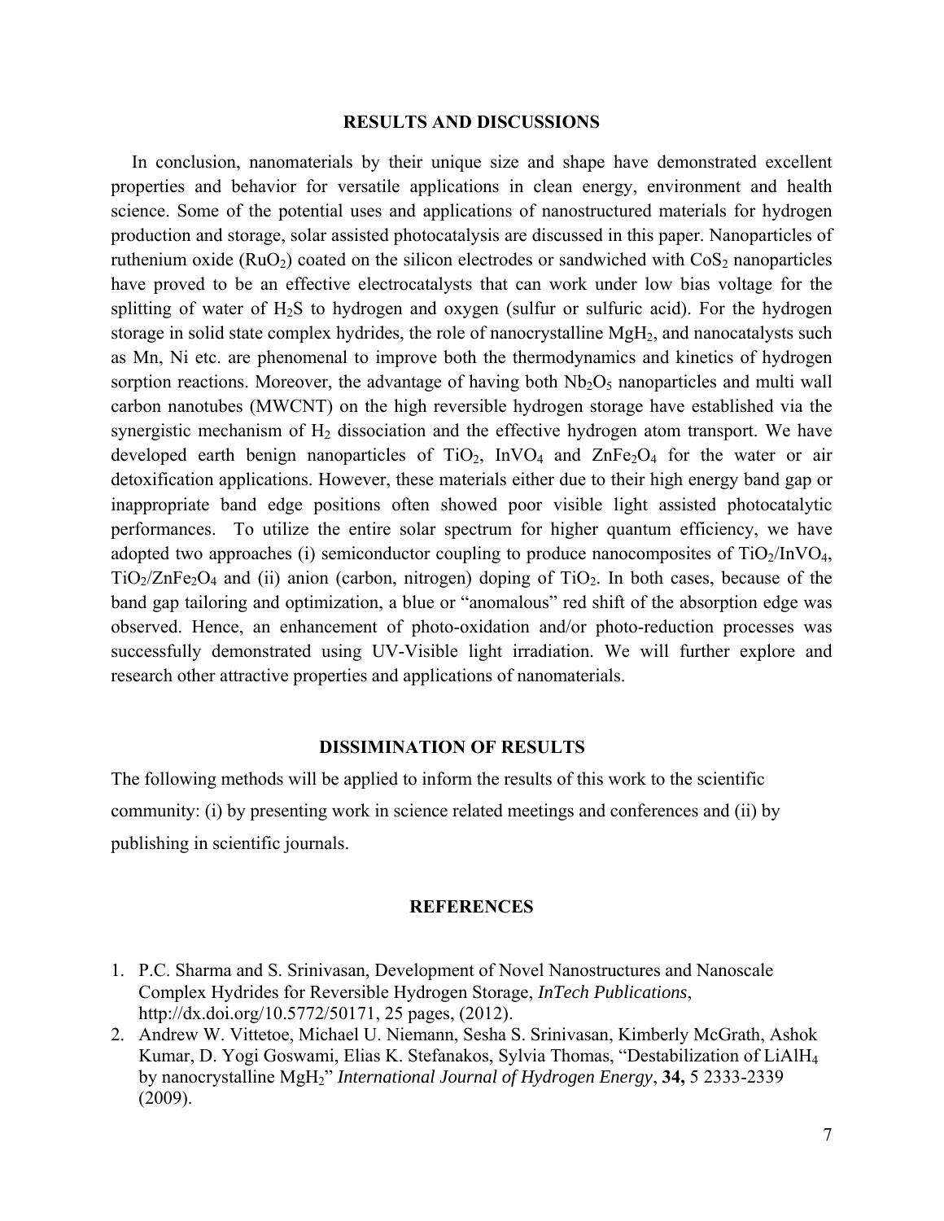## RESULTS AND DISCUSSIONS

In conclusion, nanomaterials by their unique size and shape have demonstrated excellent properties and behavior for versatile applications in clean energy, environment and health science. Some of the potential uses and applications of nanostructured materials for hydrogen production and storage, solar assisted photocatalysis are discussed in this paper. Nanoparticles of ruthenium oxide ($RuO_2$) coated on the silicon electrodes or sandwiched with $CoS_2$ nanoparticles have proved to be an effective electrocatalysts that can work under low bias voltage for the splitting of water of $H_2S$ to hydrogen and oxygen (sulfur or sulfuric acid). For the hydrogen storage in solid state complex hydrides, the role of nanocrystalline $MgH_2$, and nanocatalysts such as Mn, Ni etc. are phenomenal to improve both the thermodynamics and kinetics of hydrogen sorption reactions. Moreover, the advantage of having both $Nb_2O_5$ nanoparticles and multi wall carbon nanotubes (MWCNT) on the high reversible hydrogen storage have established via the synergistic mechanism of $H_2$ dissociation and the effective hydrogen atom transport. We have developed earth benign nanoparticles of $TiO_2$, $InVO_4$ and $ZnFe_2O_4$ for the water or air detoxification applications. However, these materials either due to their high energy band gap or inappropriate band edge positions often showed poor visible light assisted photocatalytic performances. To utilize the entire solar spectrum for higher quantum efficiency, we have adopted two approaches (i) semiconductor coupling to produce nanocomposites of $TiO_2/InVO_4$, $TiO_2/ZnFe_2O_4$ and (ii) anion (carbon, nitrogen) doping of $TiO_2$. In both cases, because of the band gap tailoring and optimization, a blue or "anomalous" red shift of the absorption edge was observed. Hence, an enhancement of photo-oxidation and/or photo-reduction processes was successfully demonstrated using UV-Visible light irradiation. We will further explore and research other attractive properties and applications of nanomaterials.

## DISSIMINATION OF RESULTS

The following methods will be applied to inform the results of this work to the scientific community: (i) by presenting work in science related meetings and conferences and (ii) by publishing in scientific journals.

## REFERENCES

1. P.C. Sharma and S. Srinivasan, Development of Novel Nanostructures and Nanoscale Complex Hydrides for Reversible Hydrogen Storage, *InTech Publications*, http://dx.doi.org/10.5772/50171, 25 pages, (2012).
2. Andrew W. Vittetoe, Michael U. Niemann, Sesha S. Srinivasan, Kimberly McGrath, Ashok Kumar, D. Yogi Goswami, Elias K. Stefanakos, Sylvia Thomas, "Destabilization of $LiAlH_4$ by nanocrystalline $MgH_2$" *International Journal of Hydrogen Energy*, **34,** 5 2333-2339 (2009).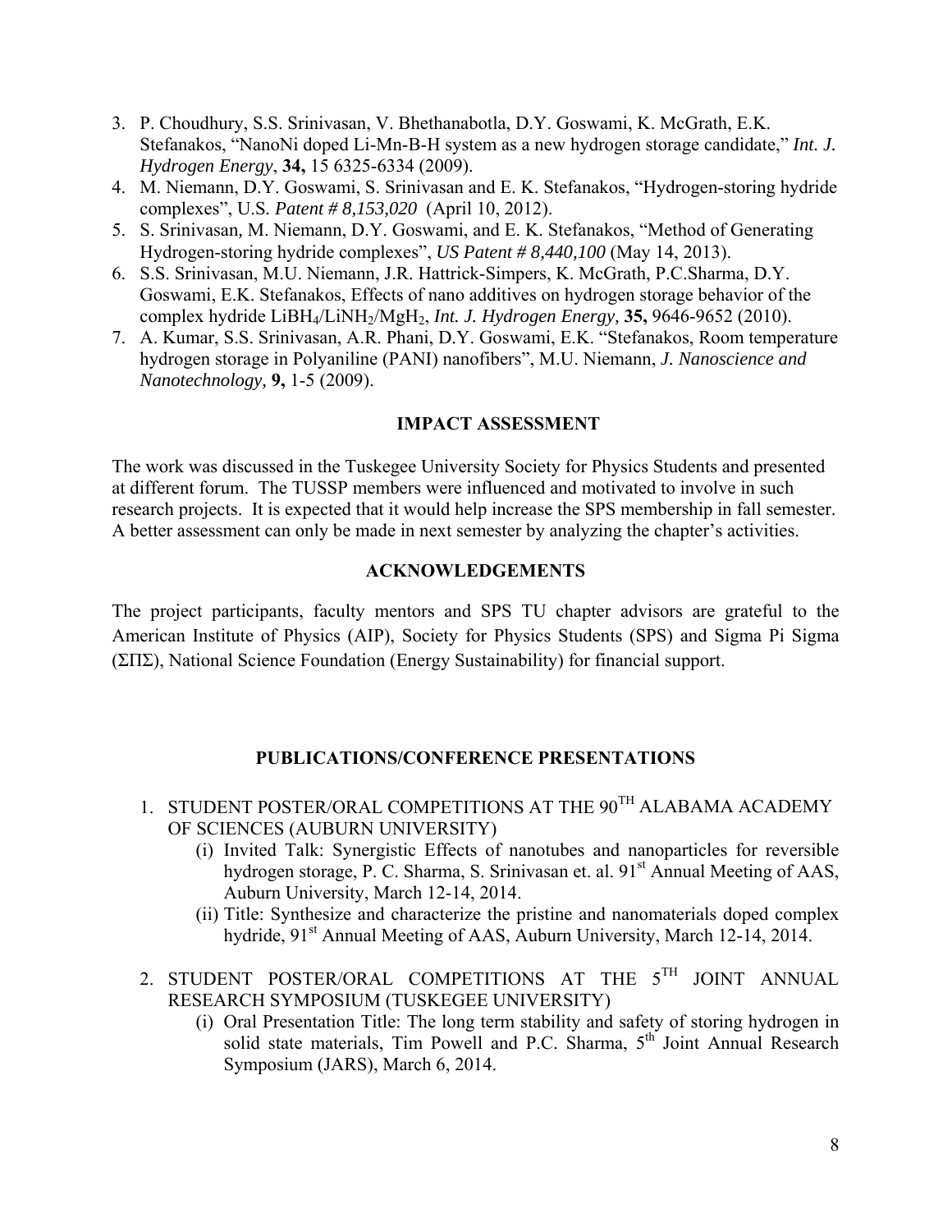3. P. Choudhury, S.S. Srinivasan, V. Bhethanabotla, D.Y. Goswami, K. McGrath, E.K. Stefanakos, "NanoNi doped Li-Mn-B-H system as a new hydrogen storage candidate," *Int. J. Hydrogen Energy*, **34,** 15 6325-6334 (2009).
4. M. Niemann, D.Y. Goswami, S. Srinivasan and E. K. Stefanakos, "Hydrogen-storing hydride complexes", U.S. *Patent # 8,153,020* (April 10, 2012).
5. S. Srinivasan*,* M. Niemann, D.Y. Goswami, and E. K. Stefanakos, "Method of Generating Hydrogen-storing hydride complexes", *US Patent # 8,440,100* (May 14, 2013).
6. S.S. Srinivasan, M.U. Niemann, J.R. Hattrick-Simpers, K. McGrath, P.C.Sharma, D.Y. Goswami, E.K. Stefanakos, Effects of nano additives on hydrogen storage behavior of the complex hydride $LiBH_4/LiNH_2/MgH_2$, *Int. J. Hydrogen Energy,* **35,** 9646-9652 (2010).
7. A. Kumar, S.S. Srinivasan, A.R. Phani, D.Y. Goswami, E.K. "Stefanakos, Room temperature hydrogen storage in Polyaniline (PANI) nanofibers", M.U. Niemann, *J. Nanoscience and Nanotechnology,* **9,** 1-5 (2009).

## IMPACT ASSESSMENT

The work was discussed in the Tuskegee University Society for Physics Students and presented at different forum. The TUSSP members were influenced and motivated to involve in such research projects. It is expected that it would help increase the SPS membership in fall semester. A better assessment can only be made in next semester by analyzing the chapter's activities.

## ACKNOWLEDGEMENTS

The project participants, faculty mentors and SPS TU chapter advisors are grateful to the American Institute of Physics (AIP), Society for Physics Students (SPS) and Sigma Pi Sigma (ΣΠΣ), National Science Foundation (Energy Sustainability) for financial support.

## PUBLICATIONS/CONFERENCE PRESENTATIONS

1. STUDENT POSTER/ORAL COMPETITIONS AT THE $90^{TH}$ ALABAMA ACADEMY OF SCIENCES (AUBURN UNIVERSITY)
   (i) Invited Talk: Synergistic Effects of nanotubes and nanoparticles for reversible hydrogen storage, P. C. Sharma, S. Srinivasan et. al. $91^{st}$ Annual Meeting of AAS, Auburn University, March 12-14, 2014.
   (ii) Title: Synthesize and characterize the pristine and nanomaterials doped complex hydride, $91^{st}$ Annual Meeting of AAS, Auburn University, March 12-14, 2014.

2. STUDENT POSTER/ORAL COMPETITIONS AT THE $5^{TH}$ JOINT ANNUAL RESEARCH SYMPOSIUM (TUSKEGEE UNIVERSITY)
   (i) Oral Presentation Title: The long term stability and safety of storing hydrogen in solid state materials, Tim Powell and P.C. Sharma, $5^{th}$ Joint Annual Research Symposium (JARS), March 6, 2014.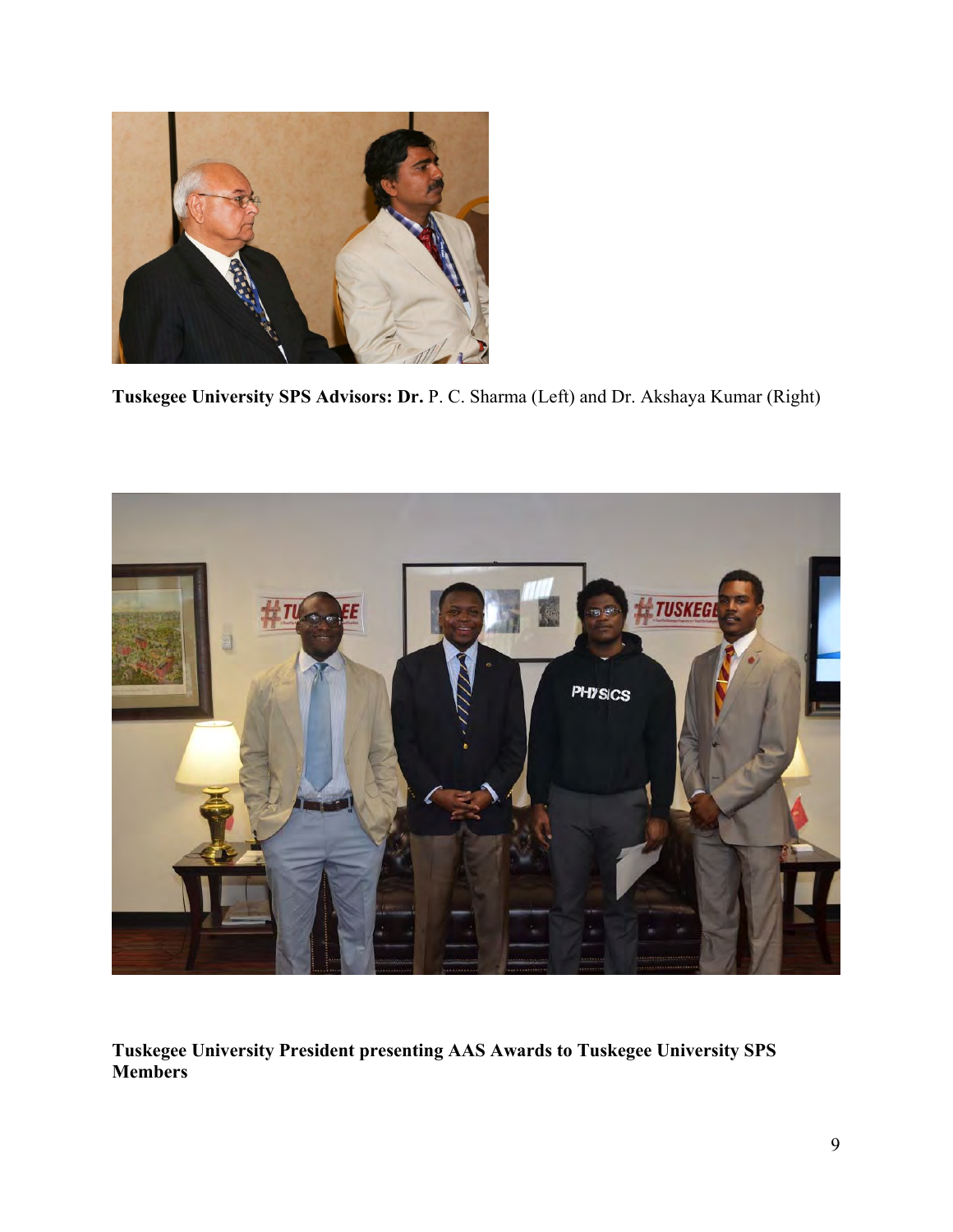**Tuskegee University SPS Advisors: Dr.** P. C. Sharma (Left) and Dr. Akshaya Kumar (Right)

**Tuskegee University President presenting AAS Awards to Tuskegee University SPS Members**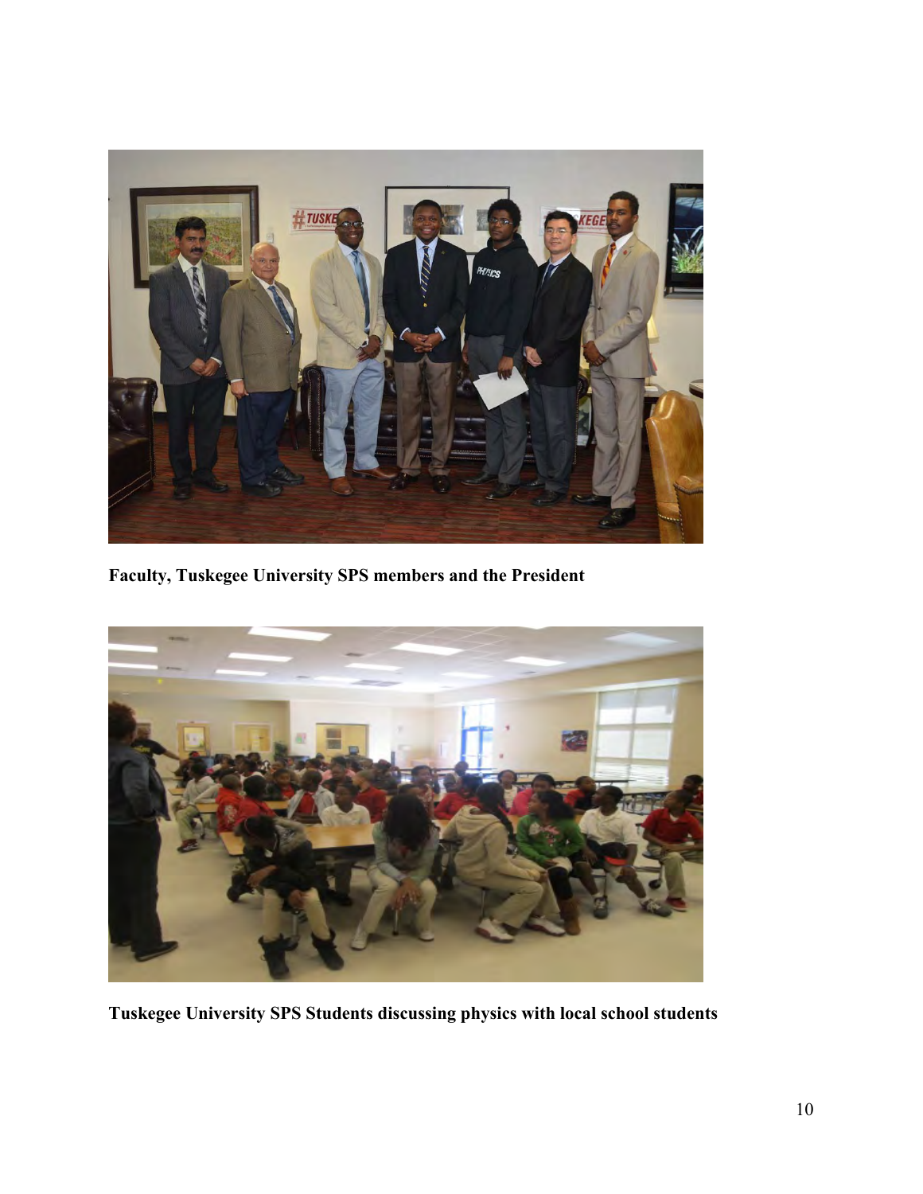**Faculty, Tuskegee University SPS members and the President**

**Tuskegee University SPS Students discussing physics with local school students**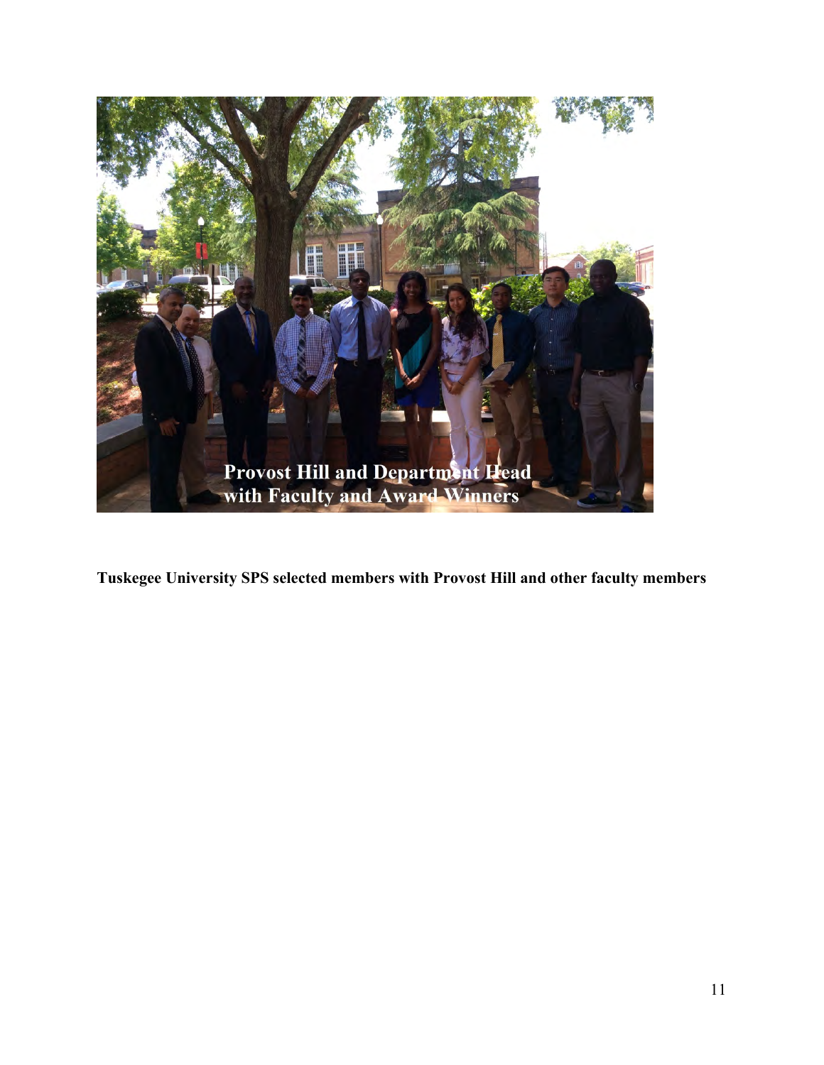Provost Hill and Department Head
with Faculty and Award Winners

**Tuskegee University SPS selected members with Provost Hill and other faculty members**